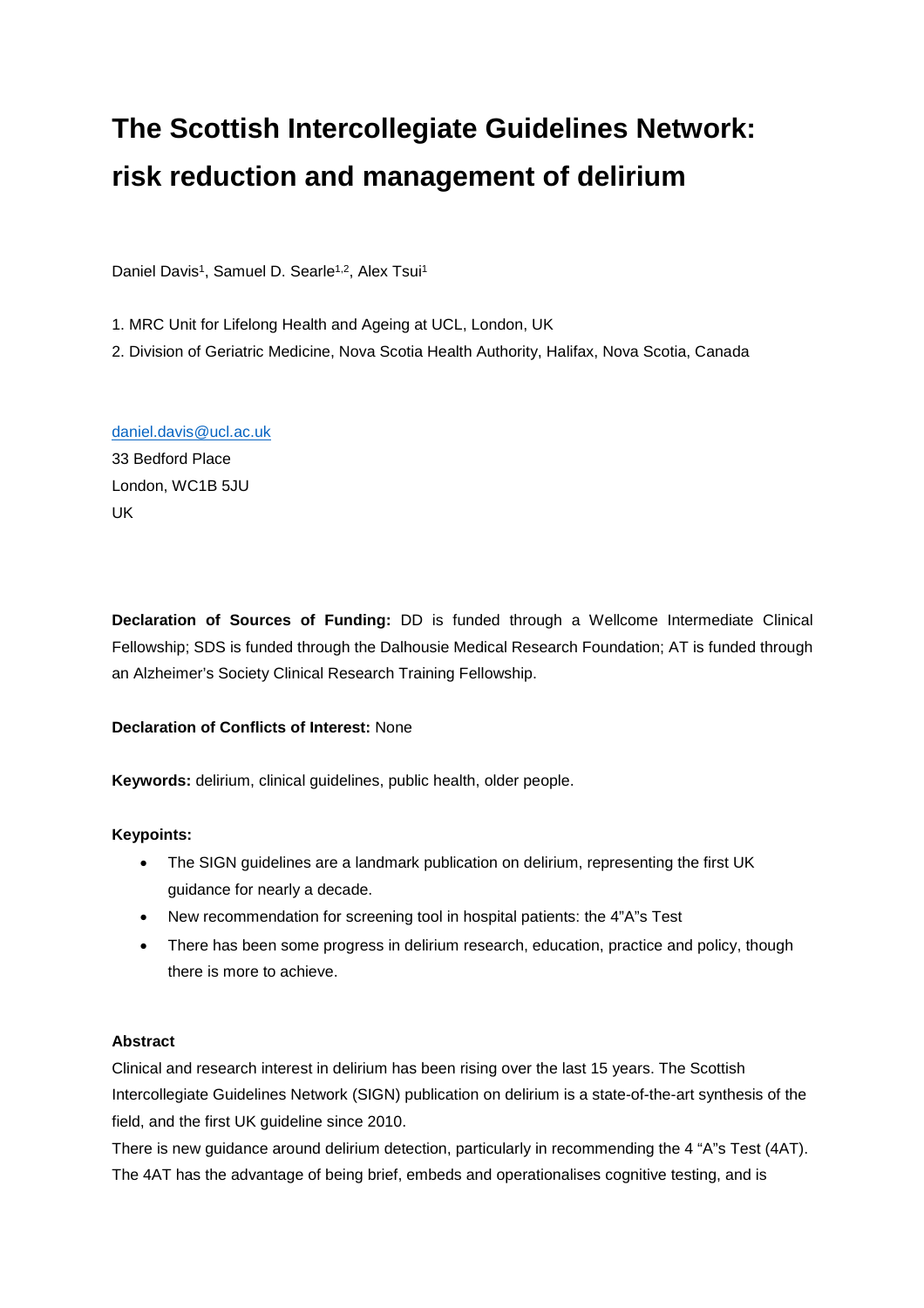# The Scottish Intercollegiate Guidelines Network: risk reduction and management of delirium

Daniel Davis[1], Samuel D. Searle[1,2], Alex Tsui[1]

1. MRC Unit for Lifelong Health and Ageing at UCL, London, UK
2. Division of Geriatric Medicine, Nova Scotia Health Authority, Halifax, Nova Scotia, Canada

daniel.davis@ucl.ac.uk
33 Bedford Place
London, WC1B 5JU
UK

**Declaration of Sources of Funding:** DD is funded through a Wellcome Intermediate Clinical Fellowship; SDS is funded through the Dalhousie Medical Research Foundation; AT is funded through an Alzheimer's Society Clinical Research Training Fellowship.

**Declaration of Conflicts of Interest:** None

**Keywords:** delirium, clinical guidelines, public health, older people.

**Keypoints:**

- The SIGN guidelines are a landmark publication on delirium, representing the first UK guidance for nearly a decade.
- New recommendation for screening tool in hospital patients: the 4"A"s Test
- There has been some progress in delirium research, education, practice and policy, though there is more to achieve.

**Abstract**

Clinical and research interest in delirium has been rising over the last 15 years. The Scottish Intercollegiate Guidelines Network (SIGN) publication on delirium is a state-of-the-art synthesis of the field, and the first UK guideline since 2010.

There is new guidance around delirium detection, particularly in recommending the 4 "A"s Test (4AT). The 4AT has the advantage of being brief, embeds and operationalises cognitive testing, and is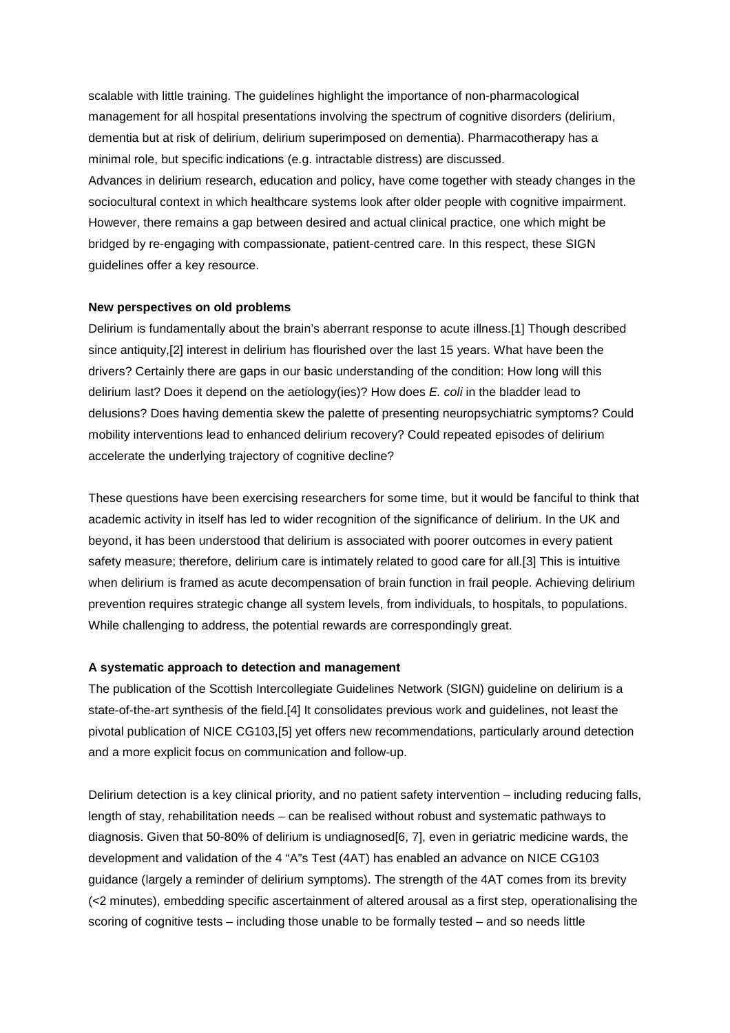scalable with little training. The guidelines highlight the importance of non-pharmacological management for all hospital presentations involving the spectrum of cognitive disorders (delirium, dementia but at risk of delirium, delirium superimposed on dementia). Pharmacotherapy has a minimal role, but specific indications (e.g. intractable distress) are discussed.
Advances in delirium research, education and policy, have come together with steady changes in the sociocultural context in which healthcare systems look after older people with cognitive impairment. However, there remains a gap between desired and actual clinical practice, one which might be bridged by re-engaging with compassionate, patient-centred care. In this respect, these SIGN guidelines offer a key resource.

**New perspectives on old problems**

Delirium is fundamentally about the brain's aberrant response to acute illness.[1] Though described since antiquity,[2] interest in delirium has flourished over the last 15 years. What have been the drivers? Certainly there are gaps in our basic understanding of the condition: How long will this delirium last? Does it depend on the aetiology(ies)? How does *E. coli* in the bladder lead to delusions? Does having dementia skew the palette of presenting neuropsychiatric symptoms? Could mobility interventions lead to enhanced delirium recovery? Could repeated episodes of delirium accelerate the underlying trajectory of cognitive decline?

These questions have been exercising researchers for some time, but it would be fanciful to think that academic activity in itself has led to wider recognition of the significance of delirium. In the UK and beyond, it has been understood that delirium is associated with poorer outcomes in every patient safety measure; therefore, delirium care is intimately related to good care for all.[3] This is intuitive when delirium is framed as acute decompensation of brain function in frail people. Achieving delirium prevention requires strategic change all system levels, from individuals, to hospitals, to populations. While challenging to address, the potential rewards are correspondingly great.

**A systematic approach to detection and management**

The publication of the Scottish Intercollegiate Guidelines Network (SIGN) guideline on delirium is a state-of-the-art synthesis of the field.[4] It consolidates previous work and guidelines, not least the pivotal publication of NICE CG103,[5] yet offers new recommendations, particularly around detection and a more explicit focus on communication and follow-up.

Delirium detection is a key clinical priority, and no patient safety intervention – including reducing falls, length of stay, rehabilitation needs – can be realised without robust and systematic pathways to diagnosis. Given that 50-80% of delirium is undiagnosed[6, 7], even in geriatric medicine wards, the development and validation of the 4 "A"s Test (4AT) has enabled an advance on NICE CG103 guidance (largely a reminder of delirium symptoms). The strength of the 4AT comes from its brevity (<2 minutes), embedding specific ascertainment of altered arousal as a first step, operationalising the scoring of cognitive tests – including those unable to be formally tested – and so needs little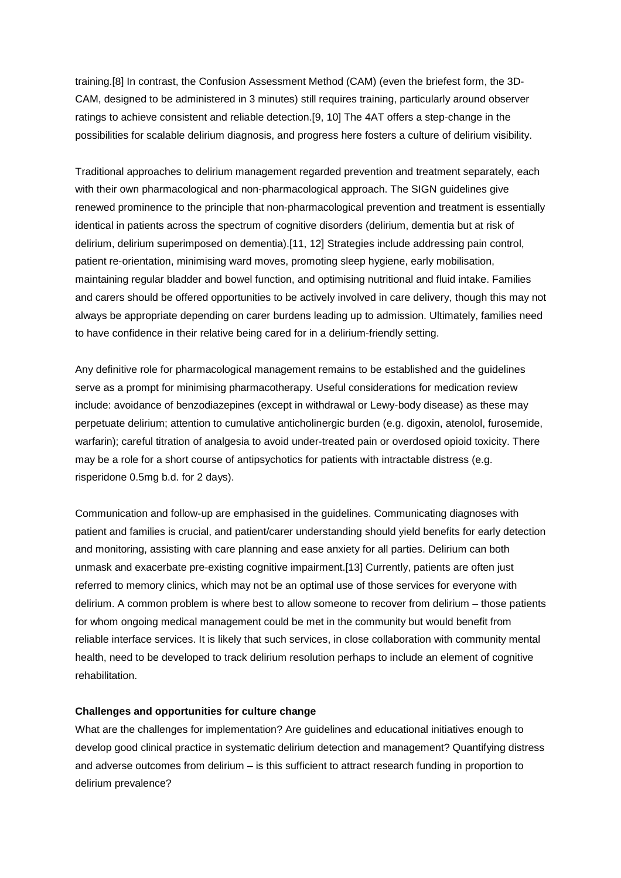training.[8] In contrast, the Confusion Assessment Method (CAM) (even the briefest form, the 3D-CAM, designed to be administered in 3 minutes) still requires training, particularly around observer ratings to achieve consistent and reliable detection.[9, 10] The 4AT offers a step-change in the possibilities for scalable delirium diagnosis, and progress here fosters a culture of delirium visibility.

Traditional approaches to delirium management regarded prevention and treatment separately, each with their own pharmacological and non-pharmacological approach. The SIGN guidelines give renewed prominence to the principle that non-pharmacological prevention and treatment is essentially identical in patients across the spectrum of cognitive disorders (delirium, dementia but at risk of delirium, delirium superimposed on dementia).[11, 12] Strategies include addressing pain control, patient re-orientation, minimising ward moves, promoting sleep hygiene, early mobilisation, maintaining regular bladder and bowel function, and optimising nutritional and fluid intake. Families and carers should be offered opportunities to be actively involved in care delivery, though this may not always be appropriate depending on carer burdens leading up to admission. Ultimately, families need to have confidence in their relative being cared for in a delirium-friendly setting.

Any definitive role for pharmacological management remains to be established and the guidelines serve as a prompt for minimising pharmacotherapy. Useful considerations for medication review include: avoidance of benzodiazepines (except in withdrawal or Lewy-body disease) as these may perpetuate delirium; attention to cumulative anticholinergic burden (e.g. digoxin, atenolol, furosemide, warfarin); careful titration of analgesia to avoid under-treated pain or overdosed opioid toxicity. There may be a role for a short course of antipsychotics for patients with intractable distress (e.g. risperidone 0.5mg b.d. for 2 days).

Communication and follow-up are emphasised in the guidelines. Communicating diagnoses with patient and families is crucial, and patient/carer understanding should yield benefits for early detection and monitoring, assisting with care planning and ease anxiety for all parties. Delirium can both unmask and exacerbate pre-existing cognitive impairment.[13] Currently, patients are often just referred to memory clinics, which may not be an optimal use of those services for everyone with delirium. A common problem is where best to allow someone to recover from delirium – those patients for whom ongoing medical management could be met in the community but would benefit from reliable interface services. It is likely that such services, in close collaboration with community mental health, need to be developed to track delirium resolution perhaps to include an element of cognitive rehabilitation.

**Challenges and opportunities for culture change**

What are the challenges for implementation? Are guidelines and educational initiatives enough to develop good clinical practice in systematic delirium detection and management? Quantifying distress and adverse outcomes from delirium – is this sufficient to attract research funding in proportion to delirium prevalence?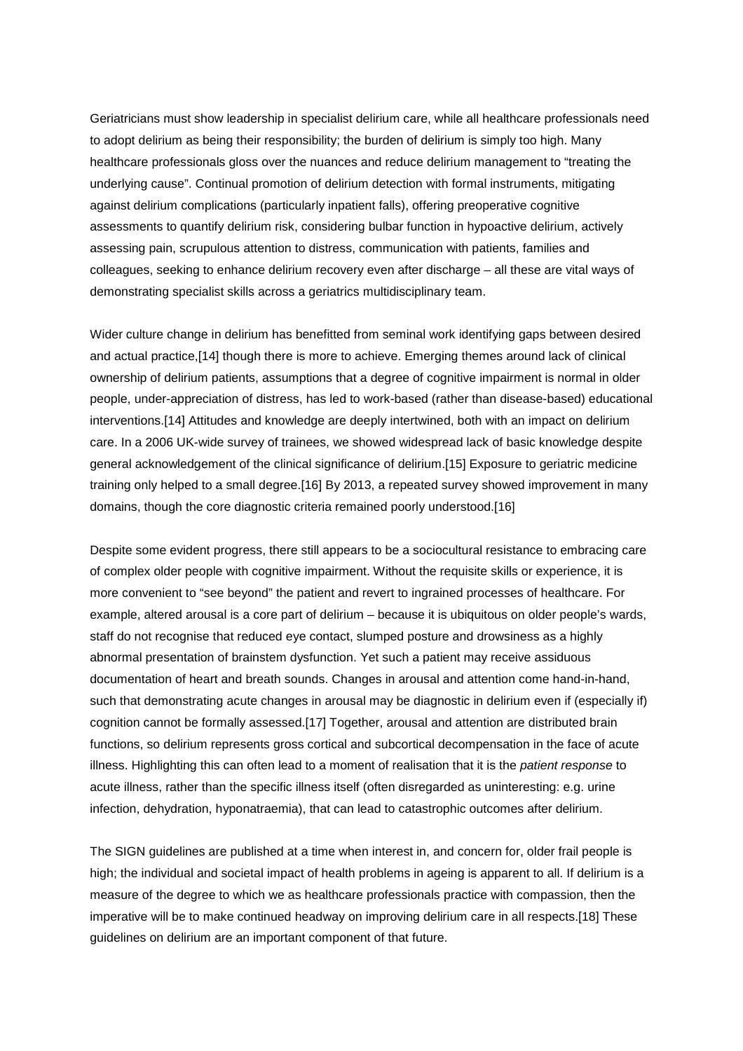Geriatricians must show leadership in specialist delirium care, while all healthcare professionals need to adopt delirium as being their responsibility; the burden of delirium is simply too high. Many healthcare professionals gloss over the nuances and reduce delirium management to "treating the underlying cause". Continual promotion of delirium detection with formal instruments, mitigating against delirium complications (particularly inpatient falls), offering preoperative cognitive assessments to quantify delirium risk, considering bulbar function in hypoactive delirium, actively assessing pain, scrupulous attention to distress, communication with patients, families and colleagues, seeking to enhance delirium recovery even after discharge – all these are vital ways of demonstrating specialist skills across a geriatrics multidisciplinary team.

Wider culture change in delirium has benefitted from seminal work identifying gaps between desired and actual practice,[14] though there is more to achieve. Emerging themes around lack of clinical ownership of delirium patients, assumptions that a degree of cognitive impairment is normal in older people, under-appreciation of distress, has led to work-based (rather than disease-based) educational interventions.[14] Attitudes and knowledge are deeply intertwined, both with an impact on delirium care. In a 2006 UK-wide survey of trainees, we showed widespread lack of basic knowledge despite general acknowledgement of the clinical significance of delirium.[15] Exposure to geriatric medicine training only helped to a small degree.[16] By 2013, a repeated survey showed improvement in many domains, though the core diagnostic criteria remained poorly understood.[16]

Despite some evident progress, there still appears to be a sociocultural resistance to embracing care of complex older people with cognitive impairment. Without the requisite skills or experience, it is more convenient to "see beyond" the patient and revert to ingrained processes of healthcare. For example, altered arousal is a core part of delirium – because it is ubiquitous on older people's wards, staff do not recognise that reduced eye contact, slumped posture and drowsiness as a highly abnormal presentation of brainstem dysfunction. Yet such a patient may receive assiduous documentation of heart and breath sounds. Changes in arousal and attention come hand-in-hand, such that demonstrating acute changes in arousal may be diagnostic in delirium even if (especially if) cognition cannot be formally assessed.[17] Together, arousal and attention are distributed brain functions, so delirium represents gross cortical and subcortical decompensation in the face of acute illness. Highlighting this can often lead to a moment of realisation that it is the *patient response* to acute illness, rather than the specific illness itself (often disregarded as uninteresting: e.g. urine infection, dehydration, hyponatraemia), that can lead to catastrophic outcomes after delirium.

The SIGN guidelines are published at a time when interest in, and concern for, older frail people is high; the individual and societal impact of health problems in ageing is apparent to all. If delirium is a measure of the degree to which we as healthcare professionals practice with compassion, then the imperative will be to make continued headway on improving delirium care in all respects.[18] These guidelines on delirium are an important component of that future.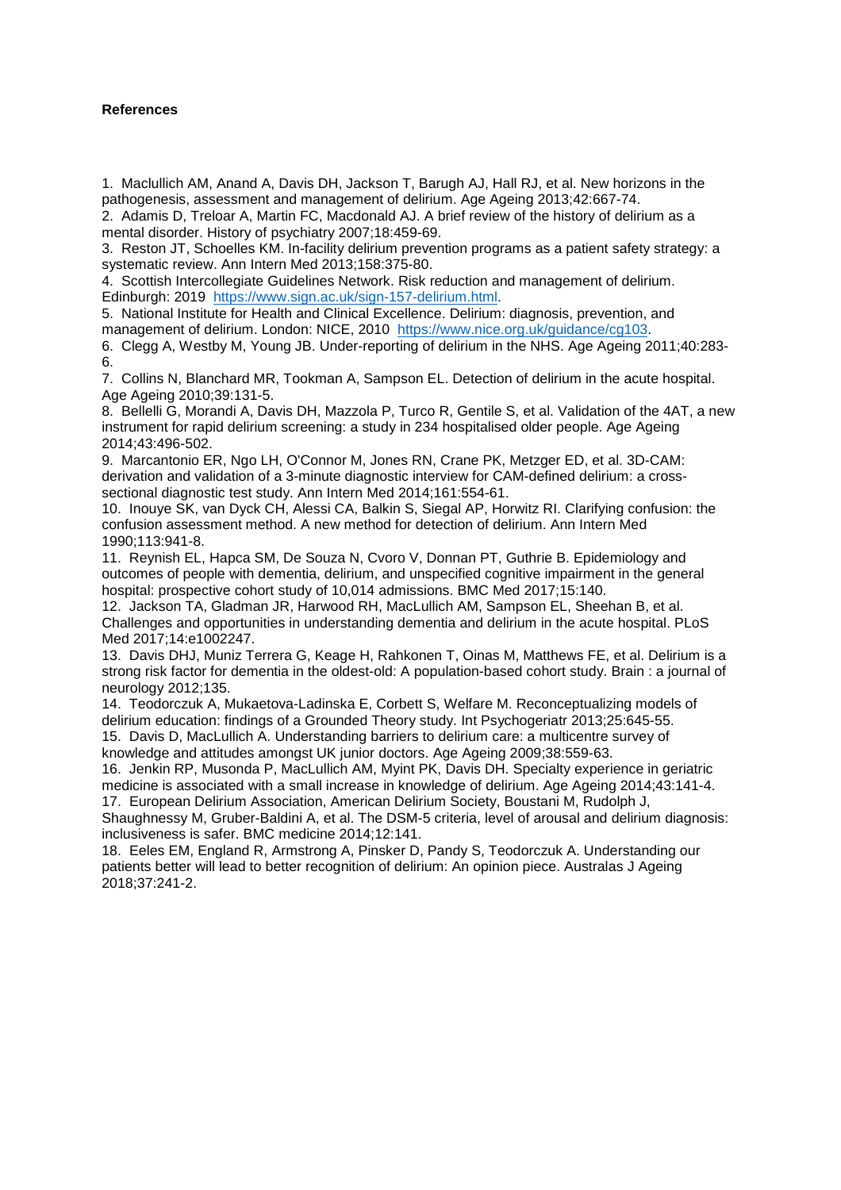**References**

1. Maclullich AM, Anand A, Davis DH, Jackson T, Barugh AJ, Hall RJ, et al. New horizons in the pathogenesis, assessment and management of delirium. Age Ageing 2013;42:667-74.
2. Adamis D, Treloar A, Martin FC, Macdonald AJ. A brief review of the history of delirium as a mental disorder. History of psychiatry 2007;18:459-69.
3. Reston JT, Schoelles KM. In-facility delirium prevention programs as a patient safety strategy: a systematic review. Ann Intern Med 2013;158:375-80.
4. Scottish Intercollegiate Guidelines Network. Risk reduction and management of delirium. Edinburgh: 2019 https://www.sign.ac.uk/sign-157-delirium.html.
5. National Institute for Health and Clinical Excellence. Delirium: diagnosis, prevention, and management of delirium. London: NICE, 2010 https://www.nice.org.uk/guidance/cg103.
6. Clegg A, Westby M, Young JB. Under-reporting of delirium in the NHS. Age Ageing 2011;40:283-6.
7. Collins N, Blanchard MR, Tookman A, Sampson EL. Detection of delirium in the acute hospital. Age Ageing 2010;39:131-5.
8. Bellelli G, Morandi A, Davis DH, Mazzola P, Turco R, Gentile S, et al. Validation of the 4AT, a new instrument for rapid delirium screening: a study in 234 hospitalised older people. Age Ageing 2014;43:496-502.
9. Marcantonio ER, Ngo LH, O'Connor M, Jones RN, Crane PK, Metzger ED, et al. 3D-CAM: derivation and validation of a 3-minute diagnostic interview for CAM-defined delirium: a cross-sectional diagnostic test study. Ann Intern Med 2014;161:554-61.
10. Inouye SK, van Dyck CH, Alessi CA, Balkin S, Siegal AP, Horwitz RI. Clarifying confusion: the confusion assessment method. A new method for detection of delirium. Ann Intern Med 1990;113:941-8.
11. Reynish EL, Hapca SM, De Souza N, Cvoro V, Donnan PT, Guthrie B. Epidemiology and outcomes of people with dementia, delirium, and unspecified cognitive impairment in the general hospital: prospective cohort study of 10,014 admissions. BMC Med 2017;15:140.
12. Jackson TA, Gladman JR, Harwood RH, MacLullich AM, Sampson EL, Sheehan B, et al. Challenges and opportunities in understanding dementia and delirium in the acute hospital. PLoS Med 2017;14:e1002247.
13. Davis DHJ, Muniz Terrera G, Keage H, Rahkonen T, Oinas M, Matthews FE, et al. Delirium is a strong risk factor for dementia in the oldest-old: A population-based cohort study. Brain : a journal of neurology 2012;135.
14. Teodorczuk A, Mukaetova-Ladinska E, Corbett S, Welfare M. Reconceptualizing models of delirium education: findings of a Grounded Theory study. Int Psychogeriatr 2013;25:645-55.
15. Davis D, MacLullich A. Understanding barriers to delirium care: a multicentre survey of knowledge and attitudes amongst UK junior doctors. Age Ageing 2009;38:559-63.
16. Jenkin RP, Musonda P, MacLullich AM, Myint PK, Davis DH. Specialty experience in geriatric medicine is associated with a small increase in knowledge of delirium. Age Ageing 2014;43:141-4.
17. European Delirium Association, American Delirium Society, Boustani M, Rudolph J, Shaughnessy M, Gruber-Baldini A, et al. The DSM-5 criteria, level of arousal and delirium diagnosis: inclusiveness is safer. BMC medicine 2014;12:141.
18. Eeles EM, England R, Armstrong A, Pinsker D, Pandy S, Teodorczuk A. Understanding our patients better will lead to better recognition of delirium: An opinion piece. Australas J Ageing 2018;37:241-2.